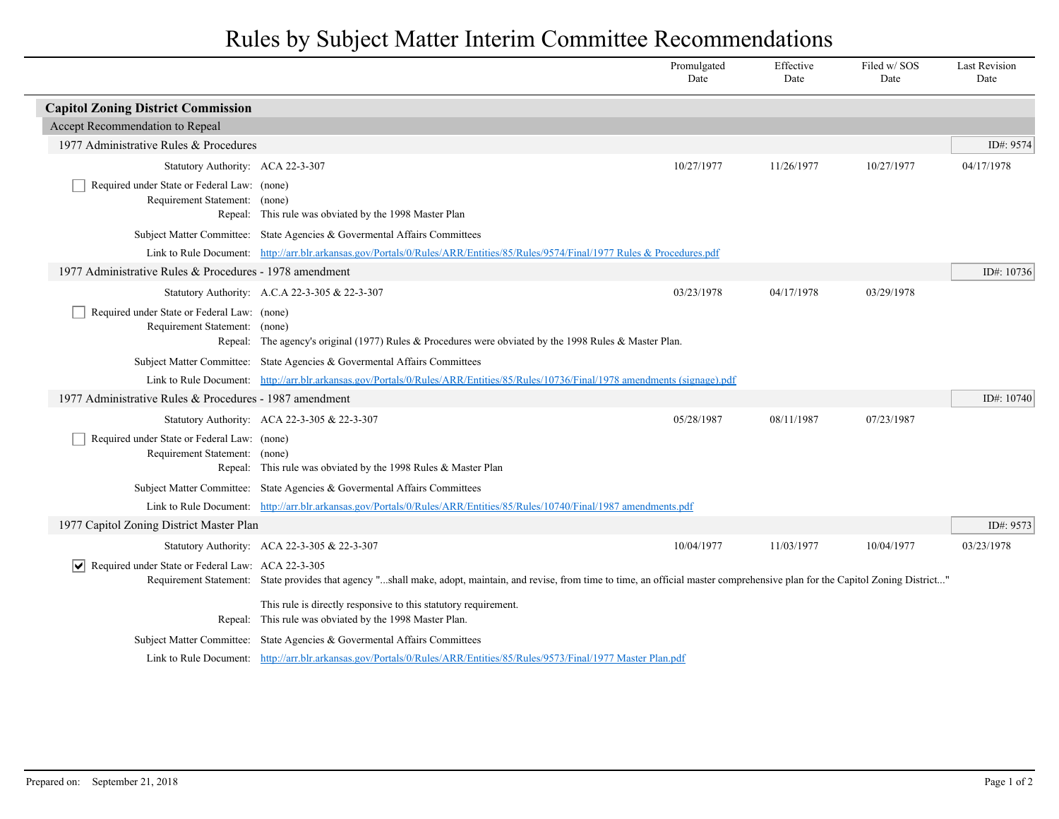# Rules by Subject Matter Interim Committee Recommendations

| | Promulgated Date | Effective Date | Filed w/ SOS Date | Last Revision Date |
|---|---|---|---|---|

## Capitol Zoning District Commission

### Accept Recommendation to Repeal

#### 1977 Administrative Rules & Procedures

ID#: 9574

| | Promulgated Date | Effective Date | Filed w/ SOS Date | Last Revision Date |
|---|---|---|---|---|
| Statutory Authority: ACA 22-3-307 | 10/27/1977 | 11/26/1977 | 10/27/1977 | 04/17/1978 |

- [ ] Required under State or Federal Law: (none)

Requirement Statement: (none)

Repeal: This rule was obviated by the 1998 Master Plan

Subject Matter Committee: State Agencies & Govermental Affairs Committees

Link to Rule Document: http://arr.blr.arkansas.gov/Portals/0/Rules/ARR/Entities/85/Rules/9574/Final/1977 Rules & Procedures.pdf

#### 1977 Administrative Rules & Procedures - 1978 amendment

ID#: 10736

| | Promulgated Date | Effective Date | Filed w/ SOS Date | Last Revision Date |
|---|---|---|---|---|
| Statutory Authority: A.C.A 22-3-305 & 22-3-307 | 03/23/1978 | 04/17/1978 | 03/29/1978 | |

- [ ] Required under State or Federal Law: (none)

Requirement Statement: (none)

Repeal: The agency's original (1977) Rules & Procedures were obviated by the 1998 Rules & Master Plan.

Subject Matter Committee: State Agencies & Govermental Affairs Committees

Link to Rule Document: http://arr.blr.arkansas.gov/Portals/0/Rules/ARR/Entities/85/Rules/10736/Final/1978 amendments (signage).pdf

#### 1977 Administrative Rules & Procedures - 1987 amendment

ID#: 10740

| | Promulgated Date | Effective Date | Filed w/ SOS Date | Last Revision Date |
|---|---|---|---|---|
| Statutory Authority: ACA 22-3-305 & 22-3-307 | 05/28/1987 | 08/11/1987 | 07/23/1987 | |

- [ ] Required under State or Federal Law: (none)

Requirement Statement: (none)

Repeal: This rule was obviated by the 1998 Rules & Master Plan

Subject Matter Committee: State Agencies & Govermental Affairs Committees

Link to Rule Document: http://arr.blr.arkansas.gov/Portals/0/Rules/ARR/Entities/85/Rules/10740/Final/1987 amendments.pdf

#### 1977 Capitol Zoning District Master Plan

ID#: 9573

| | Promulgated Date | Effective Date | Filed w/ SOS Date | Last Revision Date |
|---|---|---|---|---|
| Statutory Authority: ACA 22-3-305 & 22-3-307 | 10/04/1977 | 11/03/1977 | 10/04/1977 | 03/23/1978 |

- [x] Required under State or Federal Law: ACA 22-3-305

Requirement Statement: State provides that agency "...shall make, adopt, maintain, and revise, from time to time, an official master comprehensive plan for the Capitol Zoning District..."

This rule is directly responsive to this statutory requirement.

Repeal: This rule was obviated by the 1998 Master Plan.

Subject Matter Committee: State Agencies & Govermental Affairs Committees

Link to Rule Document: http://arr.blr.arkansas.gov/Portals/0/Rules/ARR/Entities/85/Rules/9573/Final/1977 Master Plan.pdf

Prepared on: September 21, 2018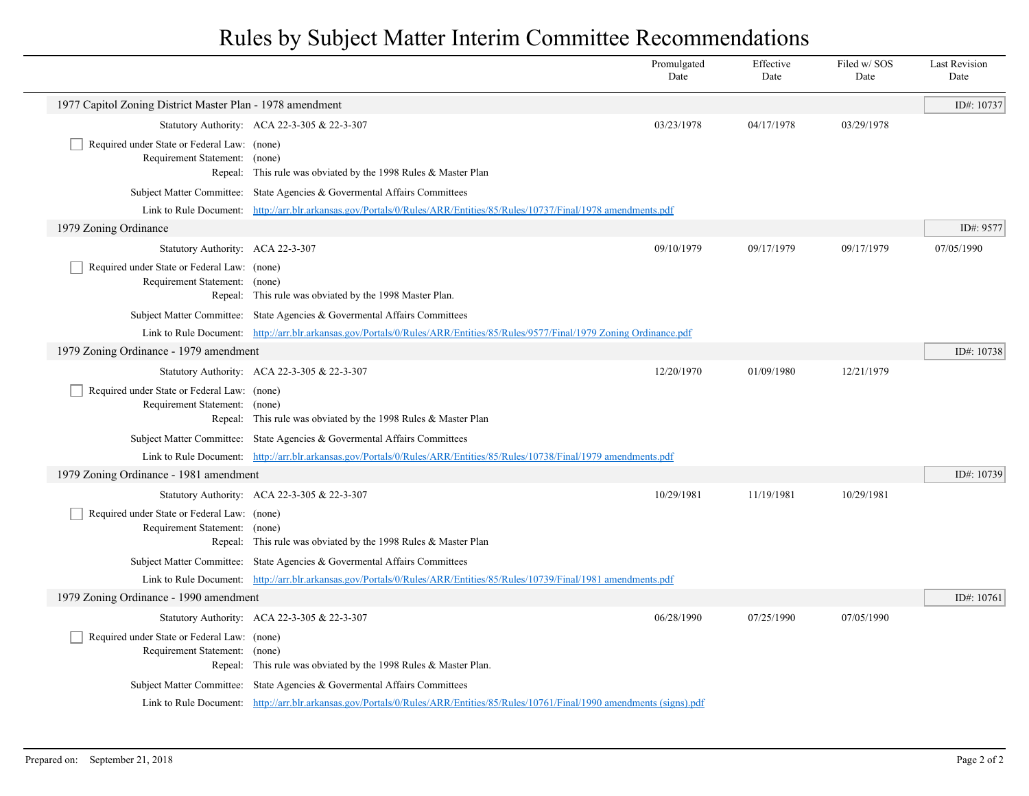# Rules by Subject Matter Interim Committee Recommendations

| | Promulgated Date | Effective Date | Filed w/ SOS Date | Last Revision Date |
|---|---|---|---|---|

## 1977 Capitol Zoning District Master Plan - 1978 amendment

ID#: 10737

| | | Promulgated Date | Effective Date | Filed w/ SOS Date | Last Revision Date |
|---|---|---|---|---|---|
| Statutory Authority: | ACA 22-3-305 & 22-3-307 | 03/23/1978 | 04/17/1978 | 03/29/1978 | |

- [ ] Required under State or Federal Law: (none)

Requirement Statement: (none)

Repeal: This rule was obviated by the 1998 Rules & Master Plan

Subject Matter Committee: State Agencies & Govermental Affairs Committees

Link to Rule Document: http://arr.blr.arkansas.gov/Portals/0/Rules/ARR/Entities/85/Rules/10737/Final/1978 amendments.pdf

## 1979 Zoning Ordinance

ID#: 9577

| | | Promulgated Date | Effective Date | Filed w/ SOS Date | Last Revision Date |
|---|---|---|---|---|---|
| Statutory Authority: | ACA 22-3-307 | 09/10/1979 | 09/17/1979 | 09/17/1979 | 07/05/1990 |

- [ ] Required under State or Federal Law: (none)

Requirement Statement: (none)

Repeal: This rule was obviated by the 1998 Master Plan.

Subject Matter Committee: State Agencies & Govermental Affairs Committees

Link to Rule Document: http://arr.blr.arkansas.gov/Portals/0/Rules/ARR/Entities/85/Rules/9577/Final/1979 Zoning Ordinance.pdf

## 1979 Zoning Ordinance - 1979 amendment

ID#: 10738

| | | Promulgated Date | Effective Date | Filed w/ SOS Date | Last Revision Date |
|---|---|---|---|---|---|
| Statutory Authority: | ACA 22-3-305 & 22-3-307 | 12/20/1970 | 01/09/1980 | 12/21/1979 | |

- [ ] Required under State or Federal Law: (none)

Requirement Statement: (none)

Repeal: This rule was obviated by the 1998 Rules & Master Plan

Subject Matter Committee: State Agencies & Govermental Affairs Committees

Link to Rule Document: http://arr.blr.arkansas.gov/Portals/0/Rules/ARR/Entities/85/Rules/10738/Final/1979 amendments.pdf

## 1979 Zoning Ordinance - 1981 amendment

ID#: 10739

| | | Promulgated Date | Effective Date | Filed w/ SOS Date | Last Revision Date |
|---|---|---|---|---|---|
| Statutory Authority: | ACA 22-3-305 & 22-3-307 | 10/29/1981 | 11/19/1981 | 10/29/1981 | |

- [ ] Required under State or Federal Law: (none)

Requirement Statement: (none)

Repeal: This rule was obviated by the 1998 Rules & Master Plan

Subject Matter Committee: State Agencies & Govermental Affairs Committees

Link to Rule Document: http://arr.blr.arkansas.gov/Portals/0/Rules/ARR/Entities/85/Rules/10739/Final/1981 amendments.pdf

## 1979 Zoning Ordinance - 1990 amendment

ID#: 10761

| | | Promulgated Date | Effective Date | Filed w/ SOS Date | Last Revision Date |
|---|---|---|---|---|---|
| Statutory Authority: | ACA 22-3-305 & 22-3-307 | 06/28/1990 | 07/25/1990 | 07/05/1990 | |

- [ ] Required under State or Federal Law: (none)

Requirement Statement: (none)

Repeal: This rule was obviated by the 1998 Rules & Master Plan.

Subject Matter Committee: State Agencies & Govermental Affairs Committees

Link to Rule Document: http://arr.blr.arkansas.gov/Portals/0/Rules/ARR/Entities/85/Rules/10761/Final/1990 amendments (signs).pdf

Prepared on: September 21, 2018